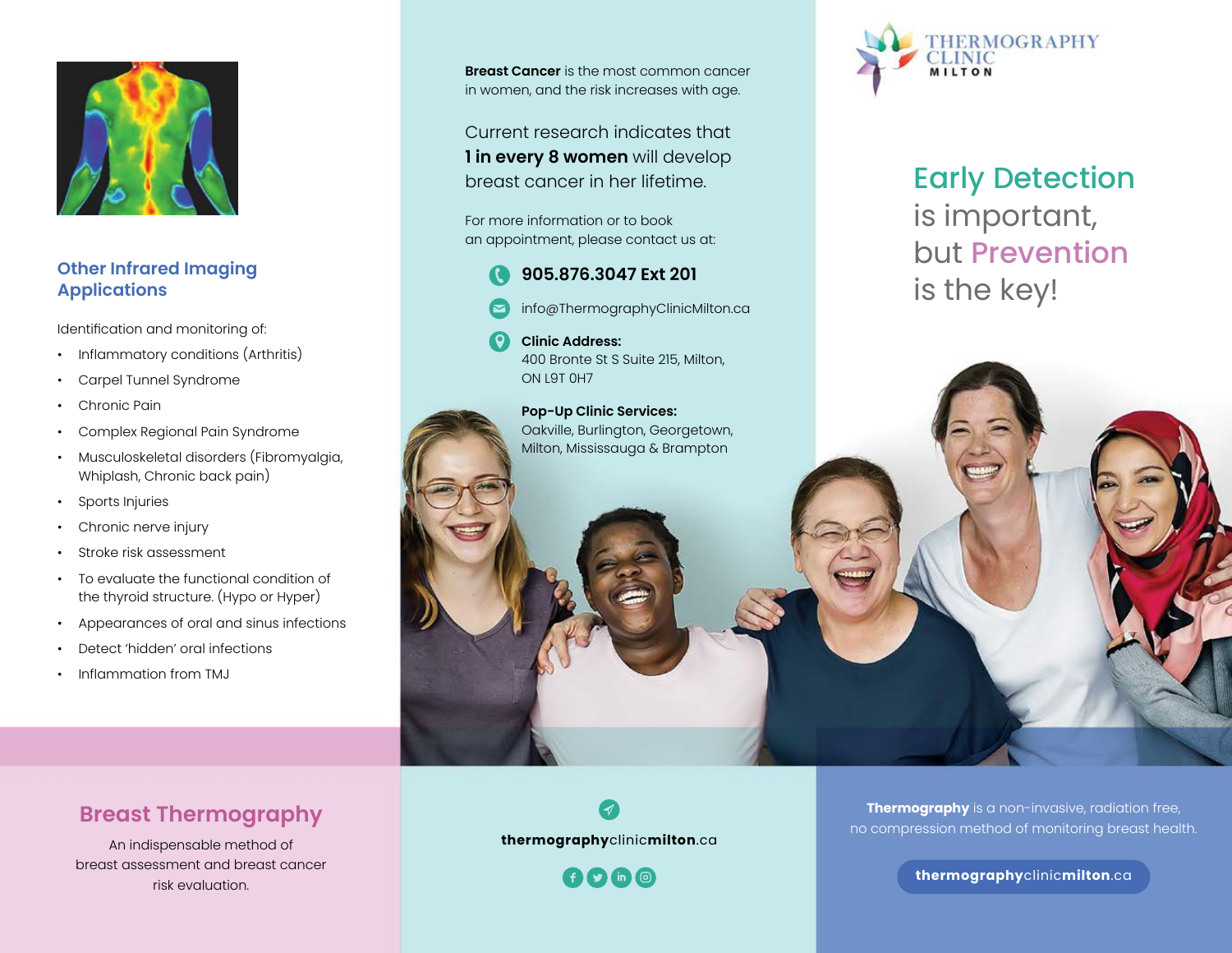## Other Infrared Imaging Applications

Identification and monitoring of:

- Inflammatory conditions (Arthritis)
- Carpel Tunnel Syndrome
- Chronic Pain
- Complex Regional Pain Syndrome
- Musculoskeletal disorders (Fibromyalgia, Whiplash, Chronic back pain)
- Sports Injuries
- Chronic nerve injury
- Stroke risk assessment
- To evaluate the functional condition of the thyroid structure. (Hypo or Hyper)
- Appearances of oral and sinus infections
- Detect 'hidden' oral infections
- Inflammation from TMJ

## Breast Thermography

An indispensable method of breast assessment and breast cancer risk evaluation.

**Breast Cancer** is the most common cancer in women, and the risk increases with age.

Current research indicates that **1 in every 8 women** will develop breast cancer in her lifetime.

For more information or to book an appointment, please contact us at:

**905.876.3047 Ext 201**

info@ThermographyClinicMilton.ca

**Clinic Address:**
400 Bronte St S Suite 215, Milton, ON L9T 0H7

**Pop-Up Clinic Services:**
Oakville, Burlington, Georgetown, Milton, Mississauga & Brampton

**thermography**clinic**milton**.ca

THERMOGRAPHY CLINIC MILTON

# Early Detection is important, but Prevention is the key!

**Thermography** is a non-invasive, radiation free, no compression method of monitoring breast health.

**thermography**clinic**milton**.ca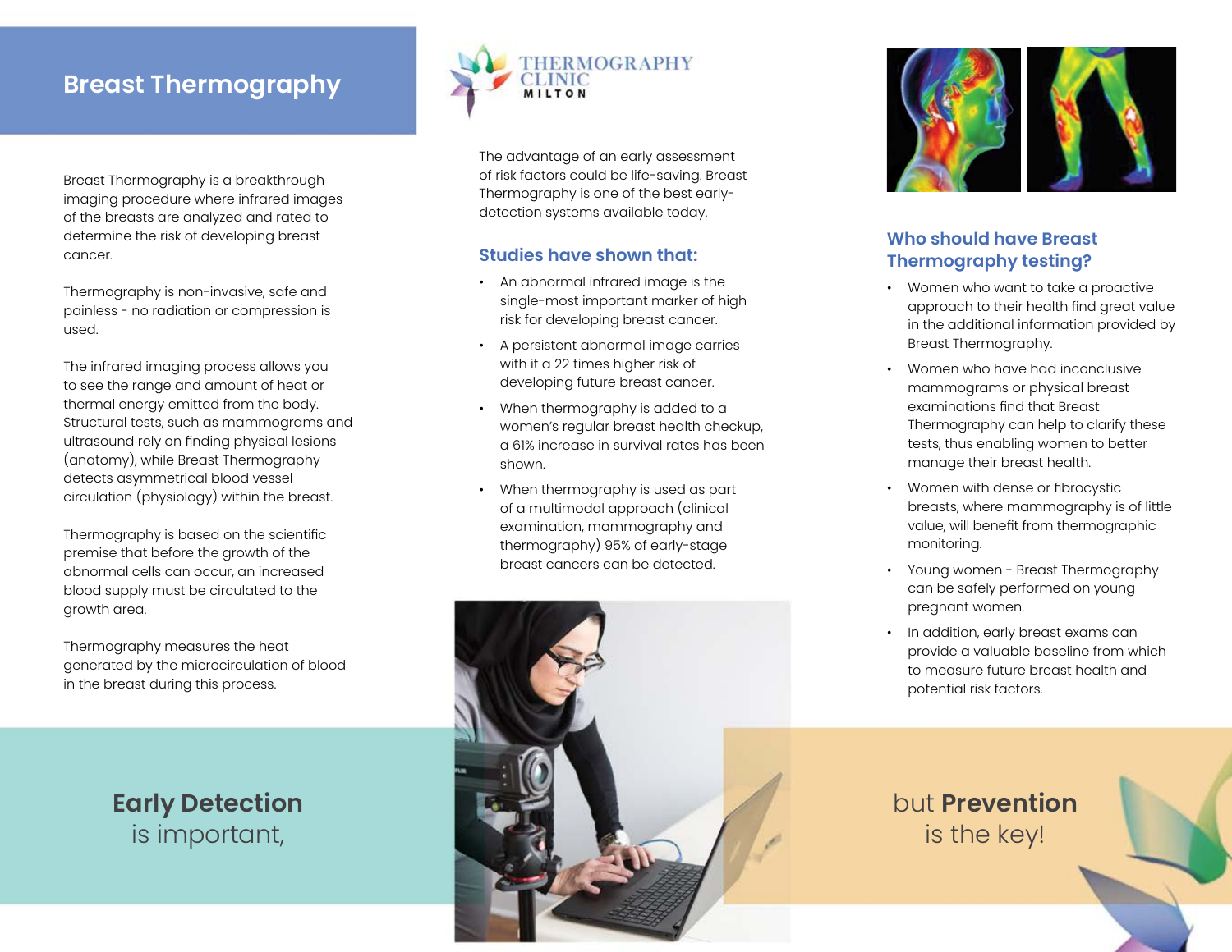# Breast Thermography

Breast Thermography is a breakthrough imaging procedure where infrared images of the breasts are analyzed and rated to determine the risk of developing breast cancer.

Thermography is non-invasive, safe and painless - no radiation or compression is used.

The infrared imaging process allows you to see the range and amount of heat or thermal energy emitted from the body. Structural tests, such as mammograms and ultrasound rely on finding physical lesions (anatomy), while Breast Thermography detects asymmetrical blood vessel circulation (physiology) within the breast.

Thermography is based on the scientific premise that before the growth of the abnormal cells can occur, an increased blood supply must be circulated to the growth area.

Thermography measures the heat generated by the microcirculation of blood in the breast during this process.

**Early Detection** is important,

THERMOGRAPHY CLINIC MILTON

The advantage of an early assessment of risk factors could be life-saving. Breast Thermography is one of the best early-detection systems available today.

## Studies have shown that:

- An abnormal infrared image is the single-most important marker of high risk for developing breast cancer.
- A persistent abnormal image carries with it a 22 times higher risk of developing future breast cancer.
- When thermography is added to a women's regular breast health checkup, a 61% increase in survival rates has been shown.
- When thermography is used as part of a multimodal approach (clinical examination, mammography and thermography) 95% of early-stage breast cancers can be detected.

## Who should have Breast Thermography testing?

- Women who want to take a proactive approach to their health find great value in the additional information provided by Breast Thermography.
- Women who have had inconclusive mammograms or physical breast examinations find that Breast Thermography can help to clarify these tests, thus enabling women to better manage their breast health.
- Women with dense or fibrocystic breasts, where mammography is of little value, will benefit from thermographic monitoring.
- Young women - Breast Thermography can be safely performed on young pregnant women.
- In addition, early breast exams can provide a valuable baseline from which to measure future breast health and potential risk factors.

but **Prevention** is the key!